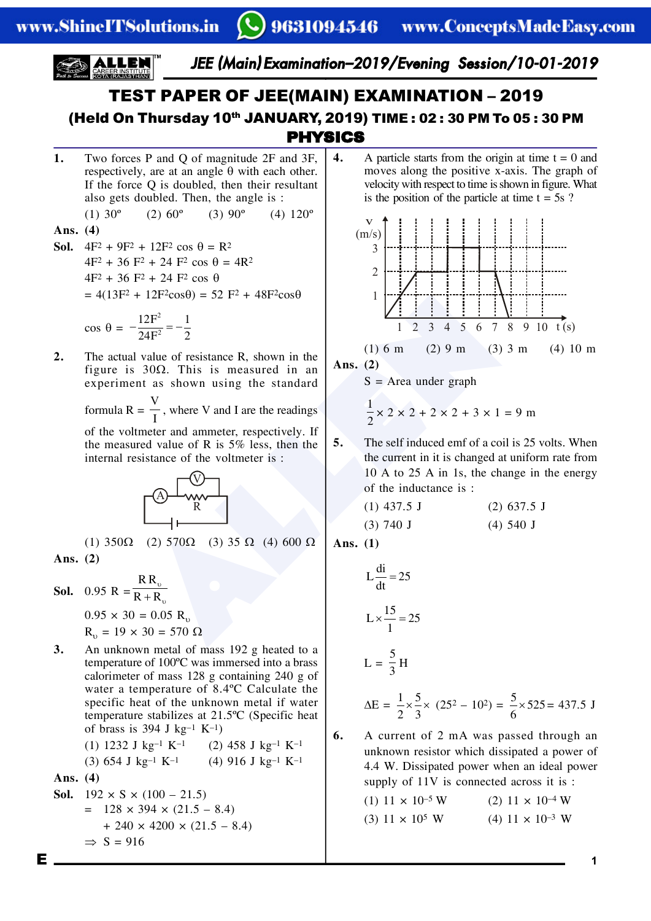# TEST PAPER OF JEE(MAIN) EXAMINATION – 2019

## (Held On Thursday 10th JANUARY, 2019) TIME : 02 : 30 PM To 05 : 30 PM

## PHYSICS

**1.** Two forces P and Q of magnitude 2F and 3F, respectively, are at an angle θ with each other. If the force Q is doubled, then their resultant also gets doubled. Then, the angle is :

(1) 30º (2) 60º (3) 90º (4) 120º

**Ans. (4)**

**Sol.** $4F^2 + 9F^2 + 12F^2 \cos\theta = R^2$

$4F^2 + 36F^2 + 24F^2 \cos\theta = 4R^2$

$4F^2 + 36F^2 + 24F^2 \cos\theta$

$= 4(13F^2 + 12F^2\cos\theta) = 52F^2 + 48F^2\cos\theta$

$\cos\theta = -\dfrac{12F^2}{24F^2} = -\dfrac{1}{2}$

**2.** The actual value of resistance R, shown in the figure is 30Ω. This is measured in an experiment as shown using the standard formula $R = \dfrac{V}{I}$, where V and I are the readings of the voltmeter and ammeter, respectively. If the measured value of R is 5% less, then the internal resistance of the voltmeter is :

(1) 350Ω (2) 570Ω (3) 35 Ω (4) 600 Ω

**Ans. (2)**

**Sol.** $0.95\ R = \dfrac{R R_v}{R + R_v}$

$0.95 \times 30 = 0.05\ R_v$

$R_v = 19 \times 30 = 570\ \Omega$

**3.** An unknown metal of mass 192 g heated to a temperature of 100ºC was immersed into a brass calorimeter of mass 128 g containing 240 g of water a temperature of 8.4ºC Calculate the specific heat of the unknown metal if water temperature stabilizes at 21.5ºC (Specific heat of brass is 394 J $kg^{-1}$ $K^{-1}$)

(1) 1232 J $kg^{-1}$ $K^{-1}$ (2) 458 J $kg^{-1}$ $K^{-1}$

(3) 654 J $kg^{-1}$ $K^{-1}$ (4) 916 J $kg^{-1}$ $K^{-1}$

**Ans. (4)**

**Sol.** $192 \times S \times (100 - 21.5)$

$= 128 \times 394 \times (21.5 - 8.4)$

$+ 240 \times 4200 \times (21.5 - 8.4)$

$\Rightarrow S = 916$

**4.** A particle starts from the origin at time t = 0 and moves along the positive x-axis. The graph of velocity with respect to time is shown in figure. What is the position of the particle at time t = 5s ?

(1) 6 m (2) 9 m (3) 3 m (4) 10 m

**Ans. (2)**

S = Area under graph

$\dfrac{1}{2} \times 2 \times 2 + 2 \times 2 + 3 \times 1 = 9$ m

**5.** The self induced emf of a coil is 25 volts. When the current in it is changed at uniform rate from 10 A to 25 A in 1s, the change in the energy of the inductance is :

(1) 437.5 J (2) 637.5 J

(3) 740 J (4) 540 J

**Ans. (1)**

$L\dfrac{di}{dt} = 25$

$L \times \dfrac{15}{1} = 25$

$L = \dfrac{5}{3}$ H

$\Delta E = \dfrac{1}{2} \times \dfrac{5}{3} \times (25^2 - 10^2) = \dfrac{5}{6} \times 525 = 437.5$ J

**6.** A current of 2 mA was passed through an unknown resistor which dissipated a power of 4.4 W. Dissipated power when an ideal power supply of 11V is connected across it is :

(1) $11 \times 10^{-5}$ W (2) $11 \times 10^{-4}$ W

(3) $11 \times 10^{5}$ W (4) $11 \times 10^{-3}$ W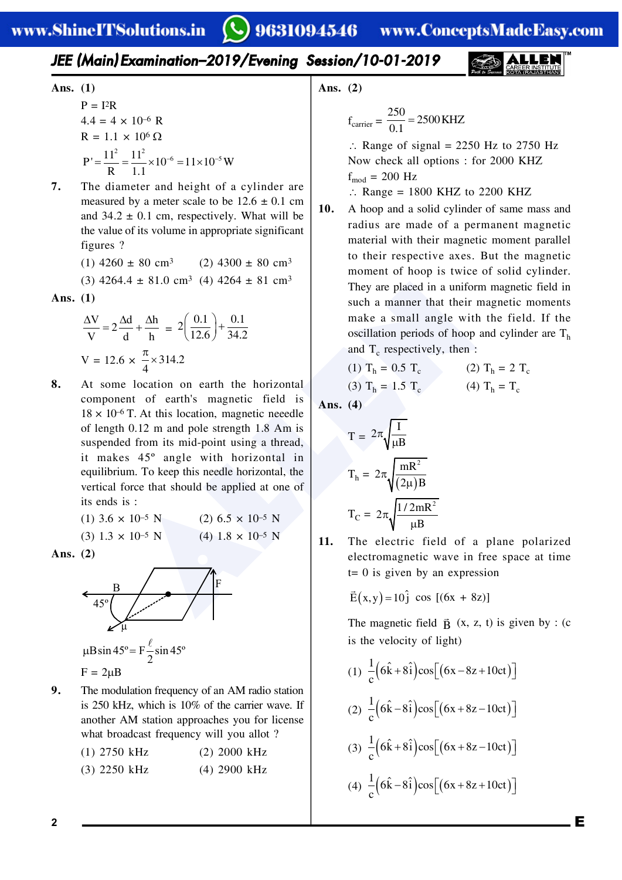**Ans. (1)**

$P = I^2R$

$4.4 = 4 \times 10^{-6}$ R

$R = 1.1 \times 10^{6}\ \Omega$

$$P' = \frac{11^2}{R} = \frac{11^2}{1.1} \times 10^{-6} = 11 \times 10^{-5}\,\text{W}$$

**7.** The diameter and height of a cylinder are measured by a meter scale to be 12.6 ± 0.1 cm and 34.2 ± 0.1 cm, respectively. What will be the value of its volume in appropriate significant figures ?

(1) 4260 ± 80 cm³ (2) 4300 ± 80 cm³

(3) 4264.4 ± 81.0 cm³ (4) 4264 ± 81 cm³

**Ans. (1)**

$$\frac{\Delta V}{V} = 2\frac{\Delta d}{d} + \frac{\Delta h}{h} = 2\left(\frac{0.1}{12.6}\right) + \frac{0.1}{34.2}$$

$$V = 12.6 \times \frac{\pi}{4} \times 314.2$$

**8.** At some location on earth the horizontal component of earth's magnetic field is $18 \times 10^{-6}$ T. At this location, magnetic neeedle of length 0.12 m and pole strength 1.8 Am is suspended from its mid-point using a thread, it makes 45° angle with horizontal in equilibrium. To keep this needle horizontal, the vertical force that should be applied at one of its ends is :

(1) $3.6 \times 10^{-5}$ N (2) $6.5 \times 10^{-5}$ N

(3) $1.3 \times 10^{-5}$ N (4) $1.8 \times 10^{-5}$ N

**Ans. (2)**

$$\mu B \sin 45^\circ = F\frac{\ell}{2}\sin 45^\circ$$

$F = 2\mu B$

**9.** The modulation frequency of an AM radio station is 250 kHz, which is 10% of the carrier wave. If another AM station approaches you for license what broadcast frequency will you allot ?

(1) 2750 kHz (2) 2000 kHz

(3) 2250 kHz (4) 2900 kHz

**Ans. (2)**

$$f_{carrier} = \frac{250}{0.1} = 2500\,\text{KHZ}$$

∴ Range of signal = 2250 Hz to 2750 Hz

Now check all options : for 2000 KHZ

$f_{mod}$ = 200 Hz

∴ Range = 1800 KHZ to 2200 KHZ

**10.** A hoop and a solid cylinder of same mass and radius are made of a permanent magnetic material with their magnetic moment parallel to their respective axes. But the magnetic moment of hoop is twice of solid cylinder. They are placed in a uniform magnetic field in such a manner that their magnetic moments make a small angle with the field. If the oscillation periods of hoop and cylinder are $T_h$ and $T_c$ respectively, then :

(1) $T_h = 0.5\ T_c$ (2) $T_h = 2\ T_c$

(3) $T_h = 1.5\ T_c$ (4) $T_h = T_c$

**Ans. (4)**

$$T = 2\pi\sqrt{\frac{I}{\mu B}}$$

$$T_h = 2\pi\sqrt{\frac{mR^2}{(2\mu)B}}$$

$$T_C = 2\pi\sqrt{\frac{1/2mR^2}{\mu B}}$$

**11.** The electric field of a plane polarized electromagnetic wave in free space at time t= 0 is given by an expression

$$\vec{E}(x,y) = 10\hat{j}\ \cos[(6x + 8z)]$$

The magnetic field $\vec{B}$ (x, z, t) is given by : (c is the velocity of light)

(1) $\frac{1}{c}(6\hat{k}+8\hat{i})\cos[(6x-8z+10ct)]$

(2) $\frac{1}{c}(6\hat{k}-8\hat{i})\cos[(6x+8z-10ct)]$

(3) $\frac{1}{c}(6\hat{k}+8\hat{i})\cos[(6x+8z-10ct)]$

(4) $\frac{1}{c}(6\hat{k}-8\hat{i})\cos[(6x+8z+10ct)]$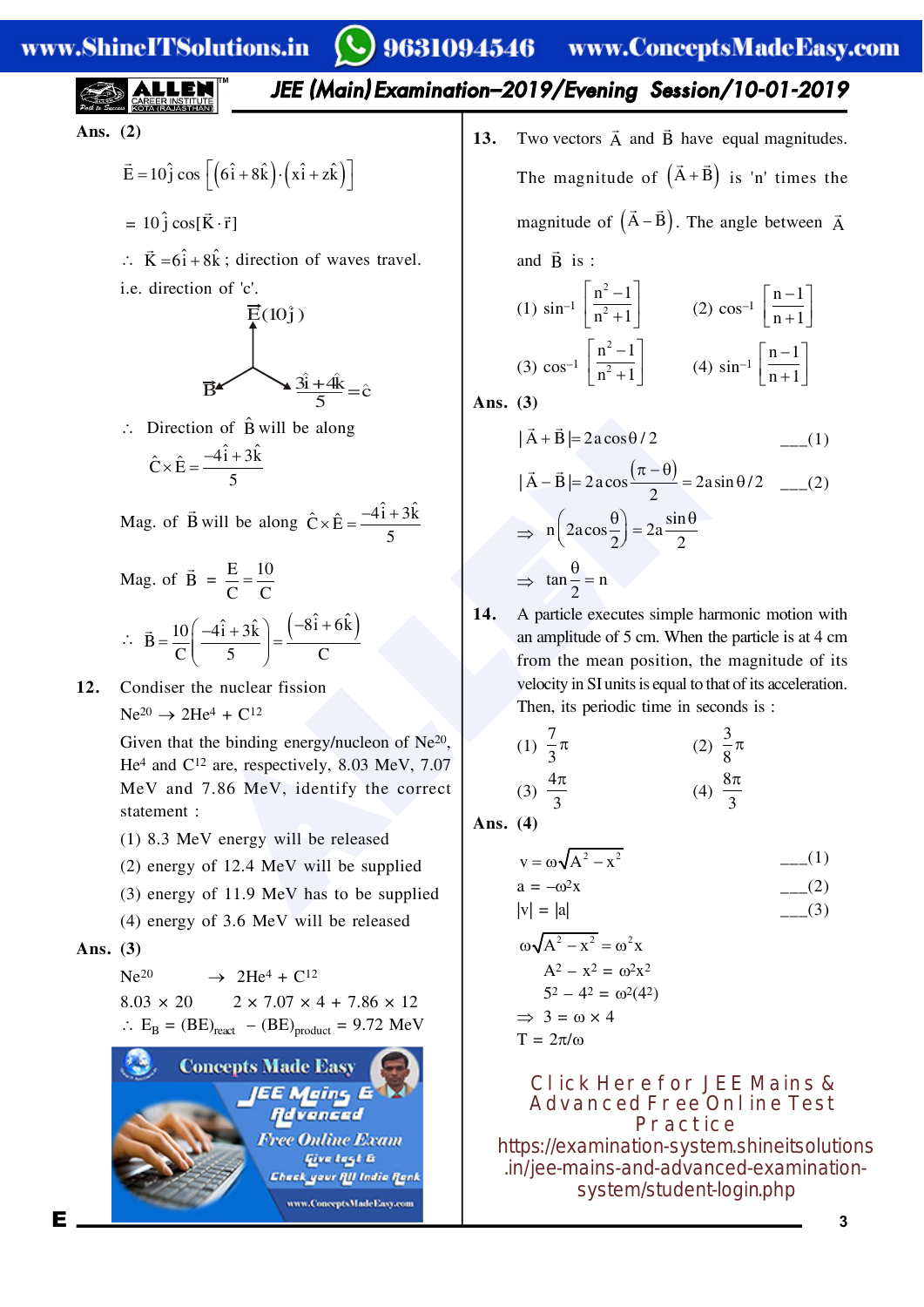**Ans. (2)**

$$\vec{E} = 10\hat{j}\cos\left[\left(6\hat{i}+8\hat{k}\right)\cdot\left(x\hat{i}+z\hat{k}\right)\right]$$

$$= 10\hat{j}\cos[\vec{K}\cdot\vec{r}]$$

$\therefore$ $\vec{K} = 6\hat{i}+8\hat{k}$ ; direction of waves travel.

i.e. direction of 'c'.

$\vec{E}(10\hat{j})$

$\vec{B}$ $\qquad$ $\dfrac{3\hat{i}+4\hat{k}}{5} = \hat{c}$

$\therefore$ Direction of $\hat{B}$ will be along

$$\hat{C}\times\hat{E} = \frac{-4\hat{i}+3\hat{k}}{5}$$

Mag. of $\vec{B}$ will be along $\hat{C}\times\hat{E} = \dfrac{-4\hat{i}+3\hat{k}}{5}$

Mag. of $\vec{B}$ = $\dfrac{E}{C} = \dfrac{10}{C}$

$$\therefore \vec{B} = \frac{10}{C}\left(\frac{-4\hat{i}+3\hat{k}}{5}\right) = \frac{\left(-8\hat{i}+6\hat{k}\right)}{C}$$

**12.** Condiser the nuclear fission

$Ne^{20} \rightarrow 2He^4 + C^{12}$

Given that the binding energy/nucleon of $Ne^{20}$, $He^4$ and $C^{12}$ are, respectively, 8.03 MeV, 7.07 MeV and 7.86 MeV, identify the correct statement :

(1) 8.3 MeV energy will be released

(2) energy of 12.4 MeV will be supplied

(3) energy of 11.9 MeV has to be supplied

(4) energy of 3.6 MeV will be released

**Ans. (3)**

$Ne^{20} \rightarrow 2He^4 + C^{12}$

$8.03 \times 20 \qquad 2 \times 7.07 \times 4 + 7.86 \times 12$

$\therefore$ $E_B = (BE)_{react} - (BE)_{product} = 9.72$ MeV

**13.** Two vectors $\vec{A}$ and $\vec{B}$ have equal magnitudes. The magnitude of $\left(\vec{A}+\vec{B}\right)$ is 'n' times the magnitude of $\left(\vec{A}-\vec{B}\right)$. The angle between $\vec{A}$ and $\vec{B}$ is :

(1) $\sin^{-1}\left[\dfrac{n^2-1}{n^2+1}\right]$ $\qquad$ (2) $\cos^{-1}\left[\dfrac{n-1}{n+1}\right]$

(3) $\cos^{-1}\left[\dfrac{n^2-1}{n^2+1}\right]$ $\qquad$ (4) $\sin^{-1}\left[\dfrac{n-1}{n+1}\right]$

**Ans. (3)**

$|\vec{A}+\vec{B}| = 2a\cos\theta/2$ $\qquad$ ___(1)

$|\vec{A}-\vec{B}| = 2a\cos\dfrac{(\pi-\theta)}{2} = 2a\sin\theta/2$ $\qquad$ ___(2)

$\Rightarrow$ $n\left(2a\cos\dfrac{\theta}{2}\right) = 2a\dfrac{\sin\theta}{2}$

$\Rightarrow$ $\tan\dfrac{\theta}{2} = n$

**14.** A particle executes simple harmonic motion with an amplitude of 5 cm. When the particle is at 4 cm from the mean position, the magnitude of its velocity in SI units is equal to that of its acceleration. Then, its periodic time in seconds is :

(1) $\dfrac{7}{3}\pi$ $\qquad$ (2) $\dfrac{3}{8}\pi$

(3) $\dfrac{4\pi}{3}$ $\qquad$ (4) $\dfrac{8\pi}{3}$

**Ans. (4)**

$v = \omega\sqrt{A^2-x^2}$ $\qquad$ ___(1)

$a = -\omega^2 x$ $\qquad$ ___(2)

$|v| = |a|$ $\qquad$ ___(3)

$\omega\sqrt{A^2-x^2} = \omega^2 x$

$A^2 - x^2 = \omega^2 x^2$

$5^2 - 4^2 = \omega^2(4^2)$

$\Rightarrow$ $3 = \omega \times 4$

$T = 2\pi/\omega$

Click Here for JEE Mains & Advanced Free Online Test Practice
https://examination-system.shineitsolutions.in/jee-mains-and-advanced-examination-system/student-login.php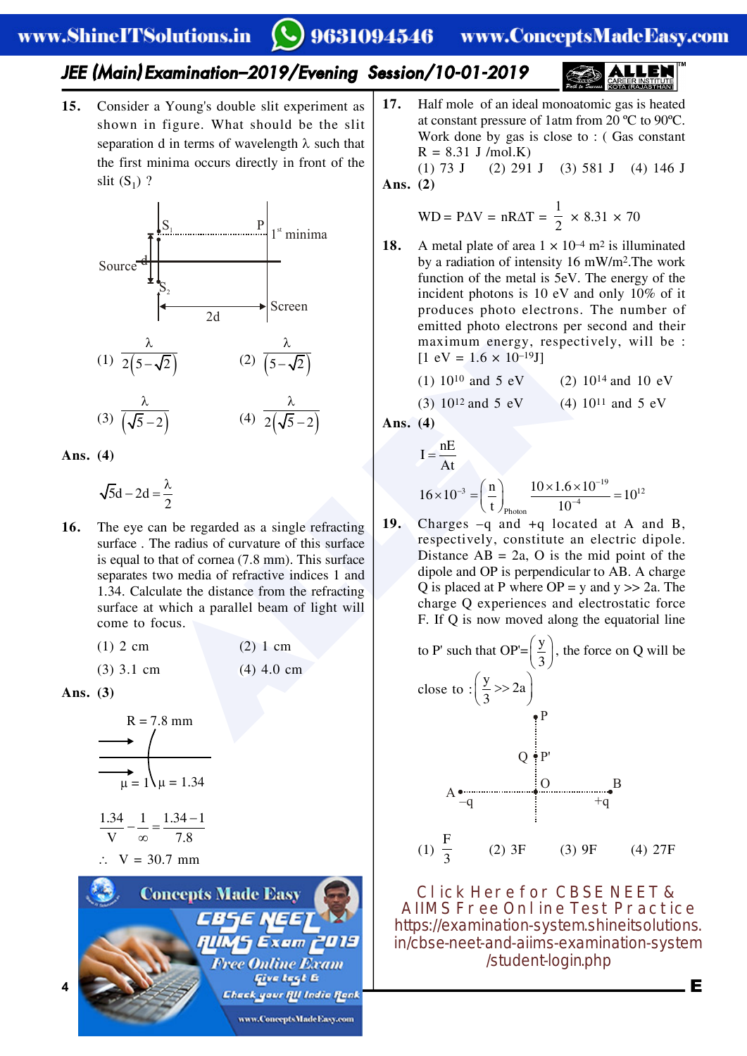**15.** Consider a Young's double slit experiment as shown in figure. What should be the slit separation d in terms of wavelength λ such that the first minima occurs directly in front of the slit ($S_1$) ?

(1) $\frac{\lambda}{2(5-\sqrt{2})}$  (2) $\frac{\lambda}{(5-\sqrt{2})}$

(3) $\frac{\lambda}{(\sqrt{5}-2)}$  (4) $\frac{\lambda}{2(\sqrt{5}-2)}$

**Ans. (4)**

$$\sqrt{5}d - 2d = \frac{\lambda}{2}$$

**16.** The eye can be regarded as a single refracting surface. The radius of curvature of this surface is equal to that of cornea (7.8 mm). This surface separates two media of refractive indices 1 and 1.34. Calculate the distance from the refracting surface at which a parallel beam of light will come to focus.

(1) 2 cm  (2) 1 cm

(3) 3.1 cm  (4) 4.0 cm

**Ans. (3)**

R = 7.8 mm

μ = 1  μ = 1.34

$$\frac{1.34}{V} - \frac{1}{\infty} = \frac{1.34-1}{7.8}$$

∴ V = 30.7 mm

**17.** Half mole of an ideal monoatomic gas is heated at constant pressure of 1atm from 20 ºC to 90ºC. Work done by gas is close to : ( Gas constant R = 8.31 J /mol.K)

(1) 73 J  (2) 291 J  (3) 581 J  (4) 146 J

**Ans. (2)**

$$WD = P\Delta V = nR\Delta T = \frac{1}{2} \times 8.31 \times 70$$

**18.** A metal plate of area $1 \times 10^{-4}$ m² is illuminated by a radiation of intensity 16 mW/m². The work function of the metal is 5eV. The energy of the incident photons is 10 eV and only 10% of it produces photo electrons. The number of emitted photo electrons per second and their maximum energy, respectively, will be : [1 eV = $1.6 \times 10^{-19}$J]

(1) $10^{10}$ and 5 eV  (2) $10^{14}$ and 10 eV

(3) $10^{12}$ and 5 eV  (4) $10^{11}$ and 5 eV

**Ans. (4)**

$$I = \frac{nE}{At}$$

$$16 \times 10^{-3} = \left(\frac{n}{t}\right)_{Photon} \frac{10 \times 1.6 \times 10^{-19}}{10^{-4}} = 10^{12}$$

**19.** Charges –q and +q located at A and B, respectively, constitute an electric dipole. Distance AB = 2a, O is the mid point of the dipole and OP is perpendicular to AB. A charge Q is placed at P where OP = y and y >> 2a. The charge Q experiences and electrostatic force F. If Q is now moved along the equatorial line to P' such that OP'$=\left(\frac{y}{3}\right)$, the force on Q will be close to : $\left(\frac{y}{3} >> 2a\right)$

(1) $\frac{F}{3}$  (2) 3F  (3) 9F  (4) 27F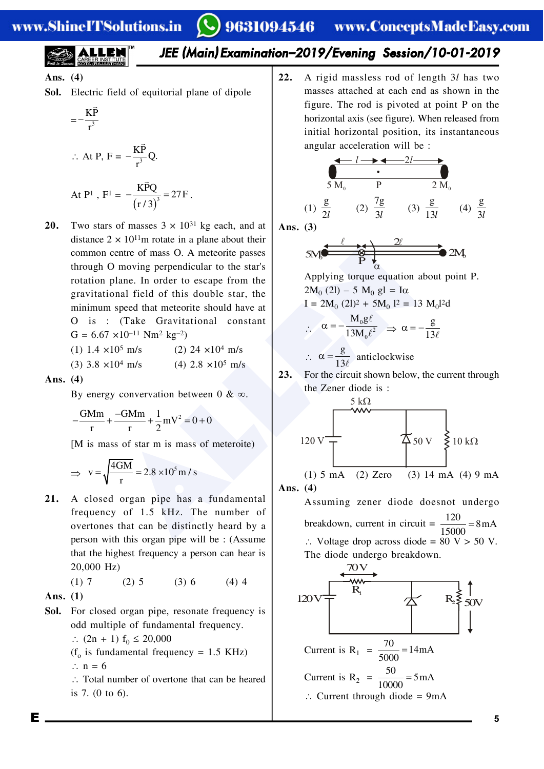**Ans. (4)**

**Sol.** Electric field of equitorial plane of dipole

$$= -\frac{K\vec{P}}{r^3}$$

$\therefore$ At P, $F = -\frac{K\vec{P}}{r^3}Q.$

At $P^1$, $F^1 = -\frac{K\vec{P}Q}{(r/3)^3} = 27F.$

**20.** Two stars of masses $3 \times 10^{31}$ kg each, and at distance $2 \times 10^{11}$m rotate in a plane about their common centre of mass O. A meteorite passes through O moving perpendicular to the star's rotation plane. In order to escape from the gravitational field of this double star, the minimum speed that meteorite should have at O is : (Take Gravitational constant $G = 6.67 \times 10^{-11}$ Nm$^2$ kg$^{-2}$)

(1) $1.4 \times 10^5$ m/s (2) $24 \times 10^4$ m/s

(3) $3.8 \times 10^4$ m/s (4) $2.8 \times 10^5$ m/s

**Ans. (4)**

By energy convervation between 0 & $\infty$.

$$-\frac{GMm}{r} + \frac{-GMm}{r} + \frac{1}{2}mV^2 = 0 + 0$$

[M is mass of star m is mass of meteroite)

$$\Rightarrow v = \sqrt{\frac{4GM}{r}} = 2.8 \times 10^5 \text{ m/s}$$

**21.** A closed organ pipe has a fundamental frequency of 1.5 kHz. The number of overtones that can be distinctly heard by a person with this organ pipe will be : (Assume that the highest frequency a person can hear is 20,000 Hz)

(1) 7 (2) 5 (3) 6 (4) 4

**Ans. (1)**

**Sol.** For closed organ pipe, resonate frequency is odd multiple of fundamental frequency.

$\therefore (2n + 1) f_0 \leq 20,000$

($f_0$ is fundamental frequency = 1.5 KHz)

$\therefore$ n = 6

$\therefore$ Total number of overtone that can be heared is 7. (0 to 6).

**22.** A rigid massless rod of length $3l$ has two masses attached at each end as shown in the figure. The rod is pivoted at point P on the horizontal axis (see figure). When released from initial horizontal position, its instantaneous angular acceleration will be :

(1) $\frac{g}{2l}$ (2) $\frac{7g}{3l}$ (3) $\frac{g}{13l}$ (4) $\frac{g}{3l}$

**Ans. (3)**

Applying torque equation about point P.

$2M_0 (2l) - 5 M_0 gl = I\alpha$

$I = 2M_0 (2l)^2 + 5M_0 l^2 = 13 M_0 l^2 d$

$$\therefore \alpha = -\frac{M_0 g\ell}{13M_0\ell^2} \Rightarrow \alpha = -\frac{g}{13\ell}$$

$$\therefore \alpha = \frac{g}{13\ell} \text{ anticlockwise}$$

**23.** For the circuit shown below, the current through the Zener diode is :

(1) 5 mA (2) Zero (3) 14 mA (4) 9 mA

**Ans. (4)**

Assuming zener diode doesnot undergo breakdown, current in circuit = $\frac{120}{15000} = 8\text{mA}$

$\therefore$ Voltage drop across diode = 80 V > 50 V.

The diode undergo breakdown.

Current is $R_1$ = $\frac{70}{5000} = 14\text{mA}$

Current is $R_2$ = $\frac{50}{10000} = 5\text{mA}$

$\therefore$ Current through diode = 9mA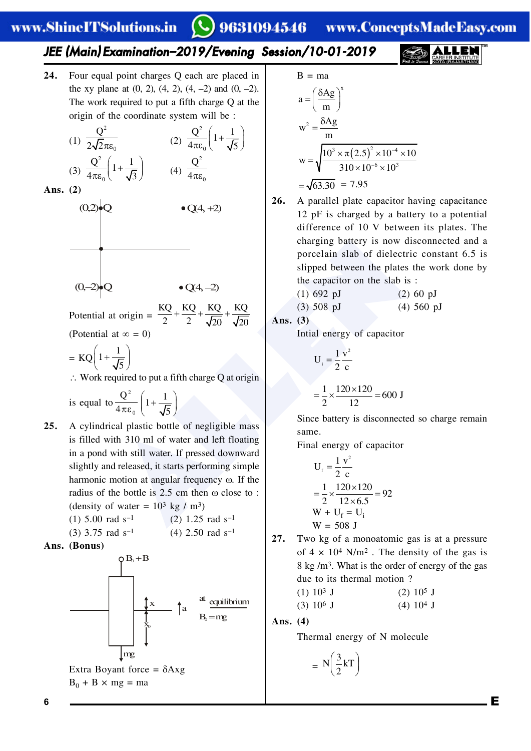**24.** Four equal point charges Q each are placed in the xy plane at (0, 2), (4, 2), (4, –2) and (0, –2). The work required to put a fifth charge Q at the origin of the coordinate system will be :

(1) $\frac{Q^2}{2\sqrt{2}\pi\varepsilon_0}$ (2) $\frac{Q^2}{4\pi\varepsilon_0}\left(1+\frac{1}{\sqrt{5}}\right)$

(3) $\frac{Q^2}{4\pi\varepsilon_0}\left(1+\frac{1}{\sqrt{3}}\right)$ (4) $\frac{Q^2}{4\pi\varepsilon_0}$

**Ans. (2)**

(0,2)•Q  •Q(4, +2)

(0,–2)•Q  •Q(4, –2)

Potential at origin = $\frac{KQ}{2}+\frac{KQ}{2}+\frac{KQ}{\sqrt{20}}+\frac{KQ}{\sqrt{20}}$

(Potential at ∞ = 0)

$= KQ\left(1+\frac{1}{\sqrt{5}}\right)$

∴ Work required to put a fifth charge Q at origin is equal to $\frac{Q^2}{4\pi\varepsilon_0}\left(1+\frac{1}{\sqrt{5}}\right)$

**25.** A cylindrical plastic bottle of negligible mass is filled with 310 ml of water and left floating in a pond with still water. If pressed downward slightly and released, it starts performing simple harmonic motion at angular frequency ω. If the radius of the bottle is 2.5 cm then ω close to : (density of water = $10^3$ kg / m$^3$)

(1) 5.00 rad s$^{-1}$ (2) 1.25 rad s$^{-1}$

(3) 3.75 rad s$^{-1}$ (4) 2.50 rad s$^{-1}$

**Ans. (Bonus)**

$B_0+B$; x; $x_0$; a; mg; at equilibrium $B_0 = mg$

Extra Boyant force = δAxg

$B_0$ + B × mg = ma

B = ma

$a = \left(\frac{\delta A g}{m}\right)^x$

$w^2 = \frac{\delta A g}{m}$

$w = \sqrt{\frac{10^3\times\pi(2.5)^2\times10^{-4}\times10}{310\times10^{-6}\times10^3}}$

$=\sqrt{63.30} = 7.95$

**26.** A parallel plate capacitor having capacitance 12 pF is charged by a battery to a potential difference of 10 V between its plates. The charging battery is now disconnected and a porcelain slab of dielectric constant 6.5 is slipped between the plates the work done by the capacitor on the slab is :

(1) 692 pJ (2) 60 pJ

(3) 508 pJ (4) 560 pJ

**Ans. (3)**

Intial energy of capacitor

$U_i = \frac{1}{2}\frac{v^2}{c}$

$= \frac{1}{2}\times\frac{120\times120}{12} = 600$ J

Since battery is disconnected so charge remain same.

Final energy of capacitor

$U_f = \frac{1}{2}\frac{v^2}{c}$

$= \frac{1}{2}\times\frac{120\times120}{12\times6.5} = 92$

$W + U_f = U_i$

W = 508 J

**27.** Two kg of a monoatomic gas is at a pressure of 4 × $10^4$ N/m$^2$ . The density of the gas is 8 kg /m$^3$. What is the order of energy of the gas due to its thermal motion ?

(1) $10^3$ J (2) $10^5$ J

(3) $10^6$ J (4) $10^4$ J

**Ans. (4)**

Thermal energy of N molecule

$= N\left(\frac{3}{2}kT\right)$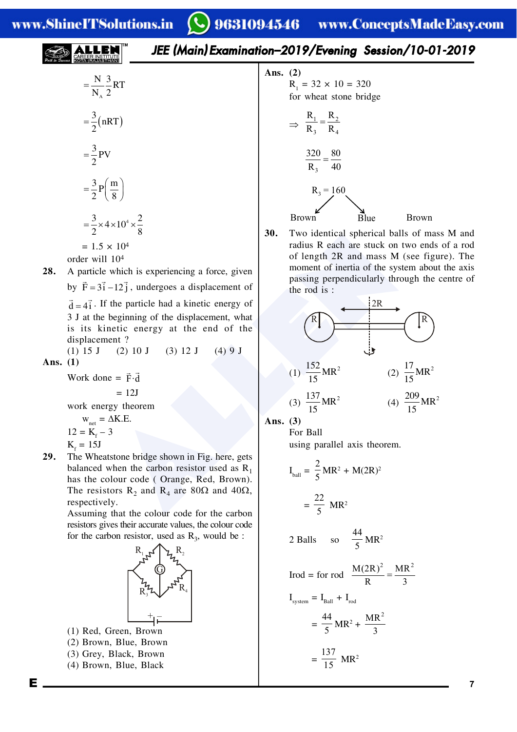$$= \frac{N}{N_A}\frac{3}{2}RT$$

$$= \frac{3}{2}(nRT)$$

$$= \frac{3}{2}PV$$

$$= \frac{3}{2}P\left(\frac{m}{8}\right)$$

$$= \frac{3}{2}\times 4\times 10^4 \times \frac{2}{8}$$

$= 1.5 \times 10^4$

order will $10^4$

**28.** A particle which is experiencing a force, given by $\vec{F} = 3\hat{i} - 12\hat{j}$, undergoes a displacement of $\vec{d} = 4\hat{i}$. If the particle had a kinetic energy of 3 J at the beginning of the displacement, what is its kinetic energy at the end of the displacement ?

(1) 15 J (2) 10 J (3) 12 J (4) 9 J

**Ans. (1)**

Work done = $\vec{F}\cdot\vec{d}$

= 12J

work energy theorem

$w_{net} = \Delta K.E.$

$12 = K_f - 3$

$K_f = 15J$

**29.** The Wheatstone bridge shown in Fig. here, gets balanced when the carbon resistor used as $R_1$ has the colour code ( Orange, Red, Brown). The resistors $R_2$ and $R_4$ are $80\Omega$ and $40\Omega$, respectively.

Assuming that the colour code for the carbon resistors gives their accurate values, the colour code for the carbon resistor, used as $R_3$, would be :

$R_1$ $R_2$ G $R_3$ $R_4$ + −

(1) Red, Green, Brown
(2) Brown, Blue, Brown
(3) Grey, Black, Brown
(4) Brown, Blue, Black

**Ans. (2)**

$R_1 = 32 \times 10 = 320$

for wheat stone bridge

$$\Rightarrow \frac{R_1}{R_3} = \frac{R_2}{R_4}$$

$$\frac{320}{R_3} = \frac{80}{40}$$

$R_3 = 160$

Brown Blue Brown

**30.** Two identical spherical balls of mass M and radius R each are stuck on two ends of a rod of length 2R and mass M (see figure). The moment of inertia of the system about the axis passing perpendicularly through the centre of the rod is :

2R R R

(1) $\frac{152}{15}MR^2$ (2) $\frac{17}{15}MR^2$

(3) $\frac{137}{15}MR^2$ (4) $\frac{209}{15}MR^2$

**Ans. (3)**

For Ball

using parallel axis theorem.

$$I_{ball} = \frac{2}{5}MR^2 + M(2R)^2$$

$$= \frac{22}{5}MR^2$$

2 Balls so $\frac{44}{5}MR^2$

Irod = for rod $\frac{M(2R)^2}{R} = \frac{MR^2}{3}$

$I_{system} = I_{Ball} + I_{rod}$

$$= \frac{44}{5}MR^2 + \frac{MR^2}{3}$$

$$= \frac{137}{15}MR^2$$